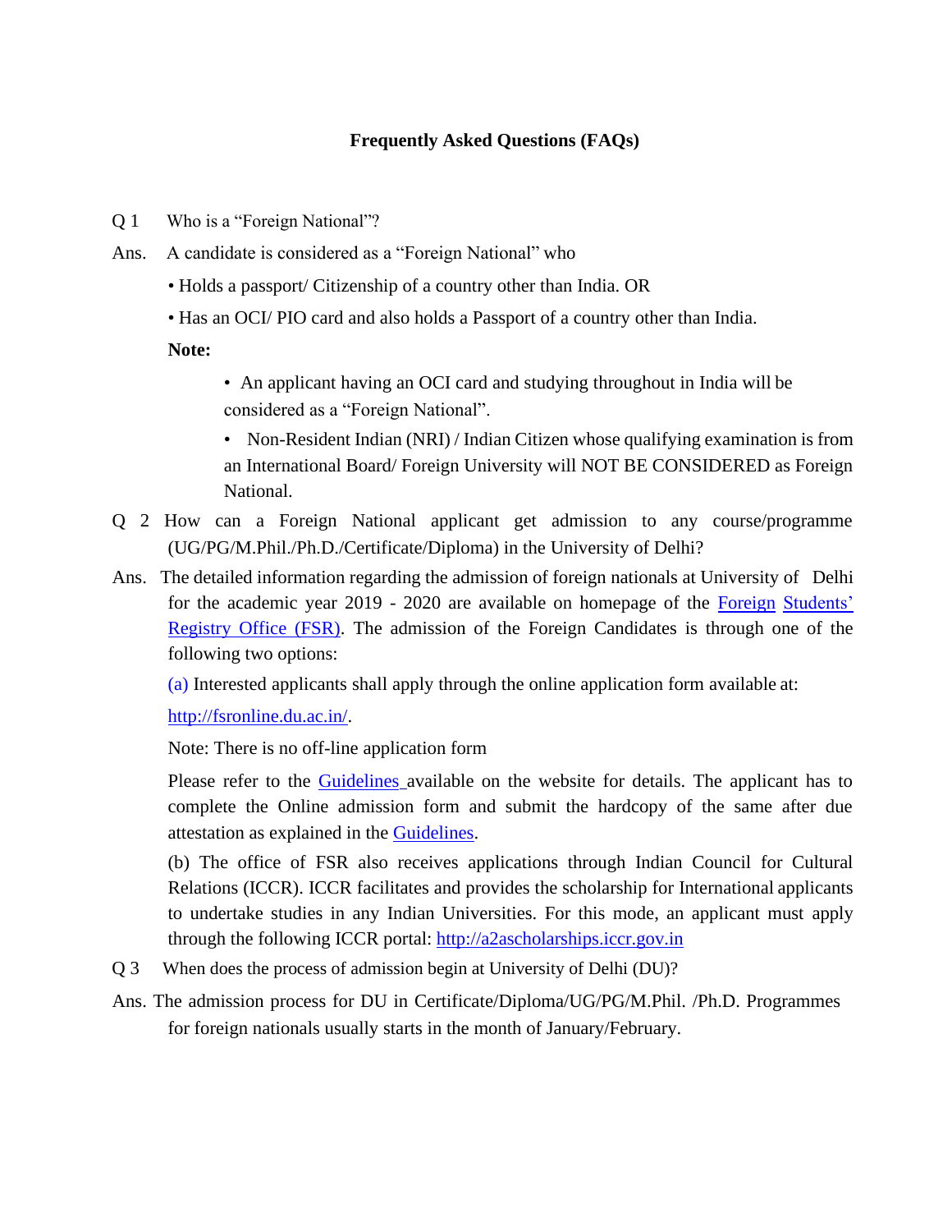# Frequently Asked Questions (FAQs)

Q 1 Who is a "Foreign National"?

Ans. A candidate is considered as a "Foreign National" who

- Holds a passport/ Citizenship of a country other than India. OR
- Has an OCI/ PIO card and also holds a Passport of a country other than India.

**Note:**

- An applicant having an OCI card and studying throughout in India will be considered as a "Foreign National".
- Non-Resident Indian (NRI) / Indian Citizen whose qualifying examination is from an International Board/ Foreign University will NOT BE CONSIDERED as Foreign National.

Q 2 How can a Foreign National applicant get admission to any course/programme (UG/PG/M.Phil./Ph.D./Certificate/Diploma) in the University of Delhi?

Ans. The detailed information regarding the admission of foreign nationals at University of Delhi for the academic year 2019 - 2020 are available on homepage of the Foreign Students' Registry Office (FSR). The admission of the Foreign Candidates is through one of the following two options:

(a) Interested applicants shall apply through the online application form available at:

http://fsronline.du.ac.in/.

Note: There is no off-line application form

Please refer to the Guidelines available on the website for details. The applicant has to complete the Online admission form and submit the hardcopy of the same after due attestation as explained in the Guidelines.

(b) The office of FSR also receives applications through Indian Council for Cultural Relations (ICCR). ICCR facilitates and provides the scholarship for International applicants to undertake studies in any Indian Universities. For this mode, an applicant must apply through the following ICCR portal: http://a2ascholarships.iccr.gov.in

Q 3 When does the process of admission begin at University of Delhi (DU)?

Ans. The admission process for DU in Certificate/Diploma/UG/PG/M.Phil. /Ph.D. Programmes for foreign nationals usually starts in the month of January/February.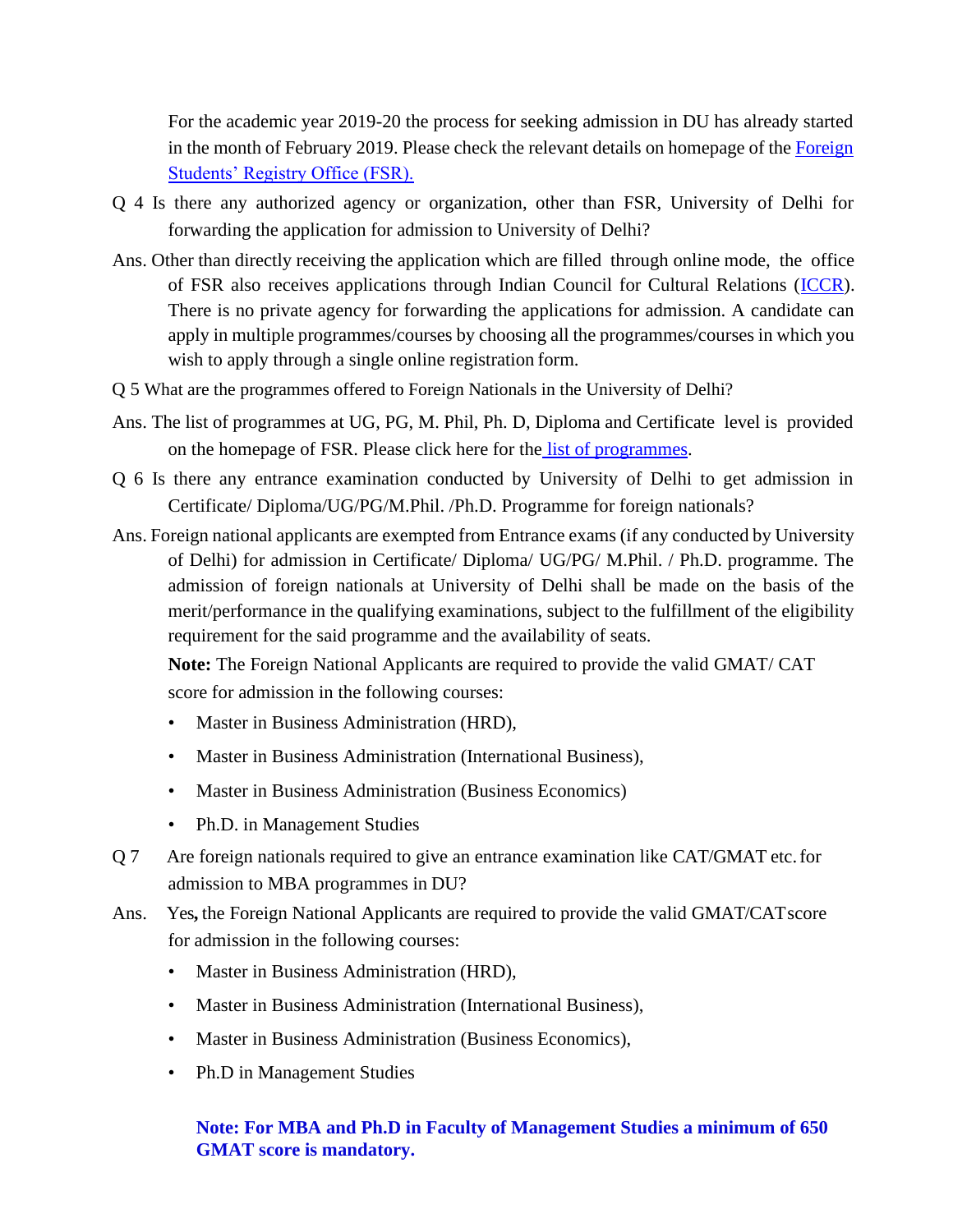For the academic year 2019-20 the process for seeking admission in DU has already started in the month of February 2019. Please check the relevant details on homepage of the Foreign Students' Registry Office (FSR).

Q 4 Is there any authorized agency or organization, other than FSR, University of Delhi for forwarding the application for admission to University of Delhi?

Ans. Other than directly receiving the application which are filled through online mode, the office of FSR also receives applications through Indian Council for Cultural Relations (ICCR). There is no private agency for forwarding the applications for admission. A candidate can apply in multiple programmes/courses by choosing all the programmes/courses in which you wish to apply through a single online registration form.

Q 5 What are the programmes offered to Foreign Nationals in the University of Delhi?

Ans. The list of programmes at UG, PG, M. Phil, Ph. D, Diploma and Certificate level is provided on the homepage of FSR. Please click here for the list of programmes.

Q 6 Is there any entrance examination conducted by University of Delhi to get admission in Certificate/ Diploma/UG/PG/M.Phil. /Ph.D. Programme for foreign nationals?

Ans. Foreign national applicants are exempted from Entrance exams (if any conducted by University of Delhi) for admission in Certificate/ Diploma/ UG/PG/ M.Phil. / Ph.D. programme. The admission of foreign nationals at University of Delhi shall be made on the basis of the merit/performance in the qualifying examinations, subject to the fulfillment of the eligibility requirement for the said programme and the availability of seats.

**Note:** The Foreign National Applicants are required to provide the valid GMAT/ CAT score for admission in the following courses:

- Master in Business Administration (HRD),
- Master in Business Administration (International Business),
- Master in Business Administration (Business Economics)
- Ph.D. in Management Studies

Q 7 Are foreign nationals required to give an entrance examination like CAT/GMAT etc. for admission to MBA programmes in DU?

Ans. Yes**,** the Foreign National Applicants are required to provide the valid GMAT/CAT score for admission in the following courses:

- Master in Business Administration (HRD),
- Master in Business Administration (International Business),
- Master in Business Administration (Business Economics),
- Ph.D in Management Studies

**Note: For MBA and Ph.D in Faculty of Management Studies a minimum of 650 GMAT score is mandatory.**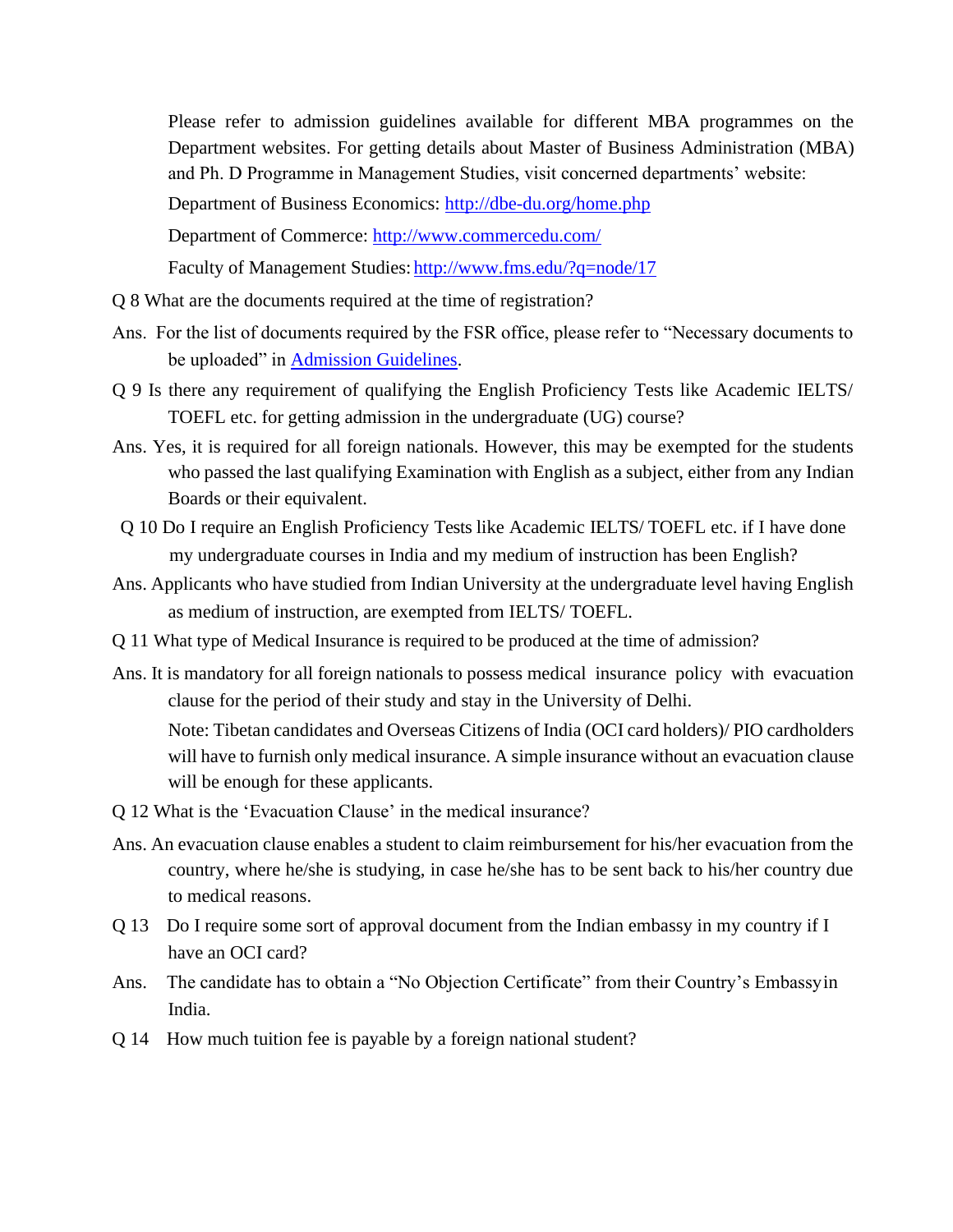Please refer to admission guidelines available for different MBA programmes on the Department websites. For getting details about Master of Business Administration (MBA) and Ph. D Programme in Management Studies, visit concerned departments' website:

Department of Business Economics: [http://dbe-du.org/home.php](http://dbe-du.org/home.php)

Department of Commerce: [http://www.commercedu.com/](http://www.commercedu.com/)

Faculty of Management Studies: [http://www.fms.edu/?q=node/17](http://www.fms.edu/?q=node/17)

Q 8 What are the documents required at the time of registration?

Ans. For the list of documents required by the FSR office, please refer to "Necessary documents to be uploaded" in Admission Guidelines.

Q 9 Is there any requirement of qualifying the English Proficiency Tests like Academic IELTS/ TOEFL etc. for getting admission in the undergraduate (UG) course?

Ans. Yes, it is required for all foreign nationals. However, this may be exempted for the students who passed the last qualifying Examination with English as a subject, either from any Indian Boards or their equivalent.

Q 10 Do I require an English Proficiency Tests like Academic IELTS/ TOEFL etc. if I have done my undergraduate courses in India and my medium of instruction has been English?

Ans. Applicants who have studied from Indian University at the undergraduate level having English as medium of instruction, are exempted from IELTS/ TOEFL.

Q 11 What type of Medical Insurance is required to be produced at the time of admission?

Ans. It is mandatory for all foreign nationals to possess medical insurance policy with evacuation clause for the period of their study and stay in the University of Delhi.

Note: Tibetan candidates and Overseas Citizens of India (OCI card holders)/ PIO cardholders will have to furnish only medical insurance. A simple insurance without an evacuation clause will be enough for these applicants.

Q 12 What is the 'Evacuation Clause' in the medical insurance?

Ans. An evacuation clause enables a student to claim reimbursement for his/her evacuation from the country, where he/she is studying, in case he/she has to be sent back to his/her country due to medical reasons.

Q 13 Do I require some sort of approval document from the Indian embassy in my country if I have an OCI card?

Ans. The candidate has to obtain a "No Objection Certificate" from their Country's Embassy in India.

Q 14 How much tuition fee is payable by a foreign national student?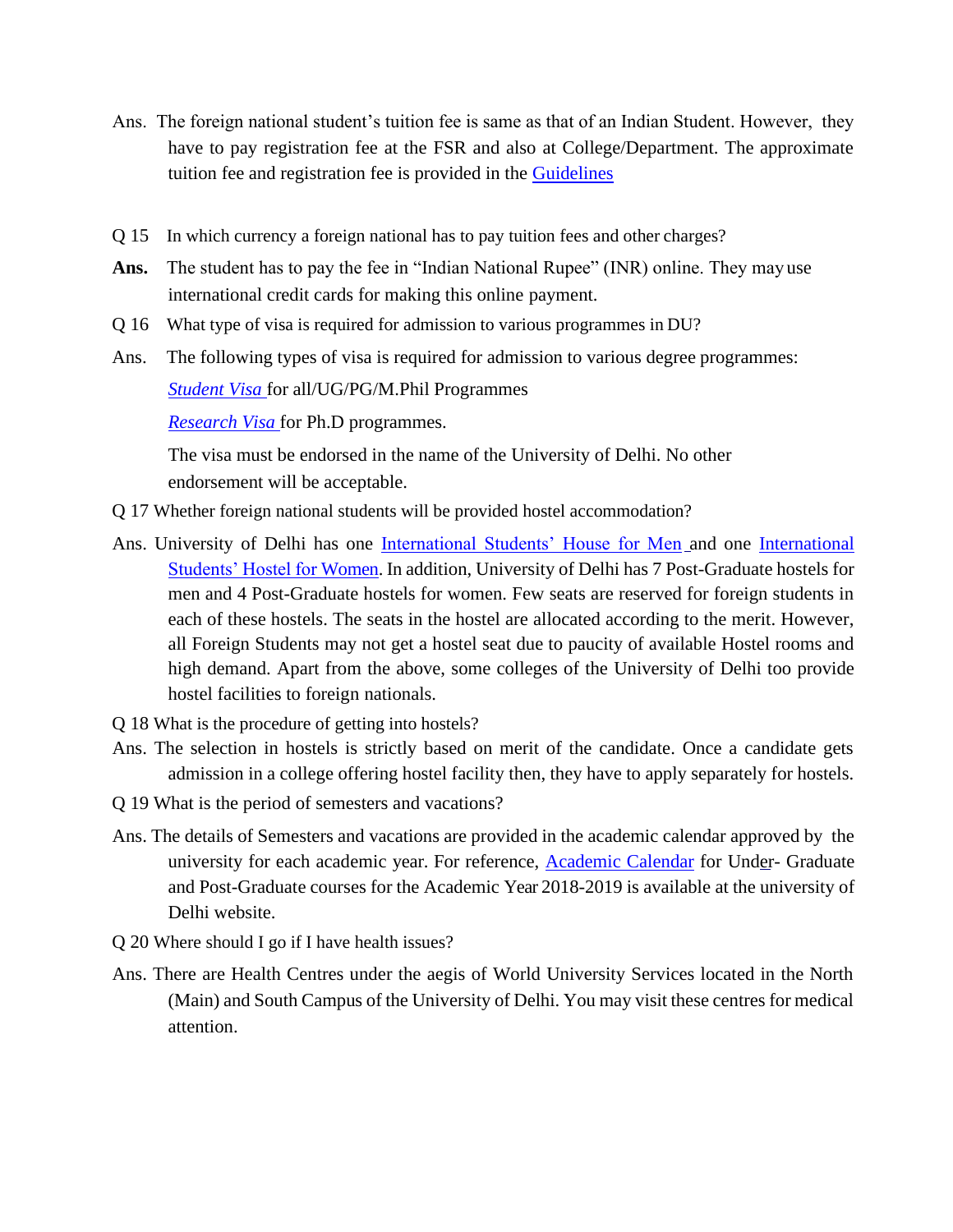Ans. The foreign national student's tuition fee is same as that of an Indian Student. However, they have to pay registration fee at the FSR and also at College/Department. The approximate tuition fee and registration fee is provided in the Guidelines

Q 15 In which currency a foreign national has to pay tuition fees and other charges?

**Ans.** The student has to pay the fee in "Indian National Rupee" (INR) online. They may use international credit cards for making this online payment.

Q 16 What type of visa is required for admission to various programmes in DU?

Ans. The following types of visa is required for admission to various degree programmes:

*Student Visa* for all/UG/PG/M.Phil Programmes

*Research Visa* for Ph.D programmes.

The visa must be endorsed in the name of the University of Delhi. No other endorsement will be acceptable.

Q 17 Whether foreign national students will be provided hostel accommodation?

Ans. University of Delhi has one International Students' House for Men and one International Students' Hostel for Women. In addition, University of Delhi has 7 Post-Graduate hostels for men and 4 Post-Graduate hostels for women. Few seats are reserved for foreign students in each of these hostels. The seats in the hostel are allocated according to the merit. However, all Foreign Students may not get a hostel seat due to paucity of available Hostel rooms and high demand. Apart from the above, some colleges of the University of Delhi too provide hostel facilities to foreign nationals.

Q 18 What is the procedure of getting into hostels?

Ans. The selection in hostels is strictly based on merit of the candidate. Once a candidate gets admission in a college offering hostel facility then, they have to apply separately for hostels.

Q 19 What is the period of semesters and vacations?

Ans. The details of Semesters and vacations are provided in the academic calendar approved by the university for each academic year. For reference, Academic Calendar for Under- Graduate and Post-Graduate courses for the Academic Year 2018-2019 is available at the university of Delhi website.

Q 20 Where should I go if I have health issues?

Ans. There are Health Centres under the aegis of World University Services located in the North (Main) and South Campus of the University of Delhi. You may visit these centres for medical attention.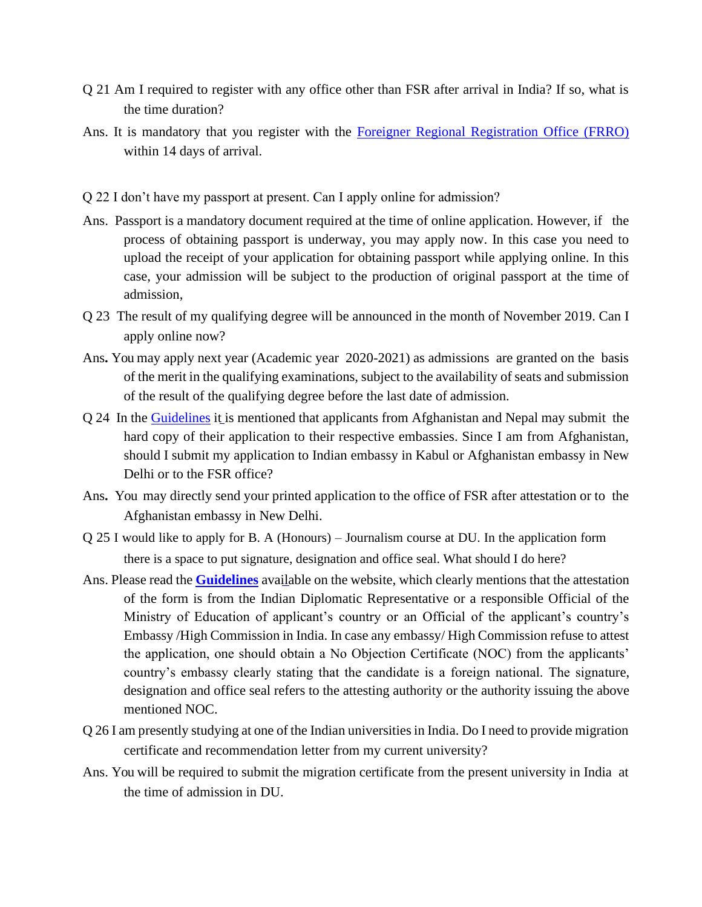Q 21 Am I required to register with any office other than FSR after arrival in India? If so, what is the time duration?

Ans. It is mandatory that you register with the Foreigner Regional Registration Office (FRRO) within 14 days of arrival.

Q 22 I don't have my passport at present. Can I apply online for admission?

Ans. Passport is a mandatory document required at the time of online application. However, if the process of obtaining passport is underway, you may apply now. In this case you need to upload the receipt of your application for obtaining passport while applying online. In this case, your admission will be subject to the production of original passport at the time of admission,

Q 23 The result of my qualifying degree will be announced in the month of November 2019. Can I apply online now?

Ans. You may apply next year (Academic year 2020-2021) as admissions are granted on the basis of the merit in the qualifying examinations, subject to the availability of seats and submission of the result of the qualifying degree before the last date of admission.

Q 24 In the Guidelines it is mentioned that applicants from Afghanistan and Nepal may submit the hard copy of their application to their respective embassies. Since I am from Afghanistan, should I submit my application to Indian embassy in Kabul or Afghanistan embassy in New Delhi or to the FSR office?

Ans. You may directly send your printed application to the office of FSR after attestation or to the Afghanistan embassy in New Delhi.

Q 25 I would like to apply for B. A (Honours) – Journalism course at DU. In the application form there is a space to put signature, designation and office seal. What should I do here?

Ans. Please read the **Guidelines** available on the website, which clearly mentions that the attestation of the form is from the Indian Diplomatic Representative or a responsible Official of the Ministry of Education of applicant's country or an Official of the applicant's country's Embassy /High Commission in India. In case any embassy/ High Commission refuse to attest the application, one should obtain a No Objection Certificate (NOC) from the applicants' country's embassy clearly stating that the candidate is a foreign national. The signature, designation and office seal refers to the attesting authority or the authority issuing the above mentioned NOC.

Q 26 I am presently studying at one of the Indian universities in India. Do I need to provide migration certificate and recommendation letter from my current university?

Ans. You will be required to submit the migration certificate from the present university in India at the time of admission in DU.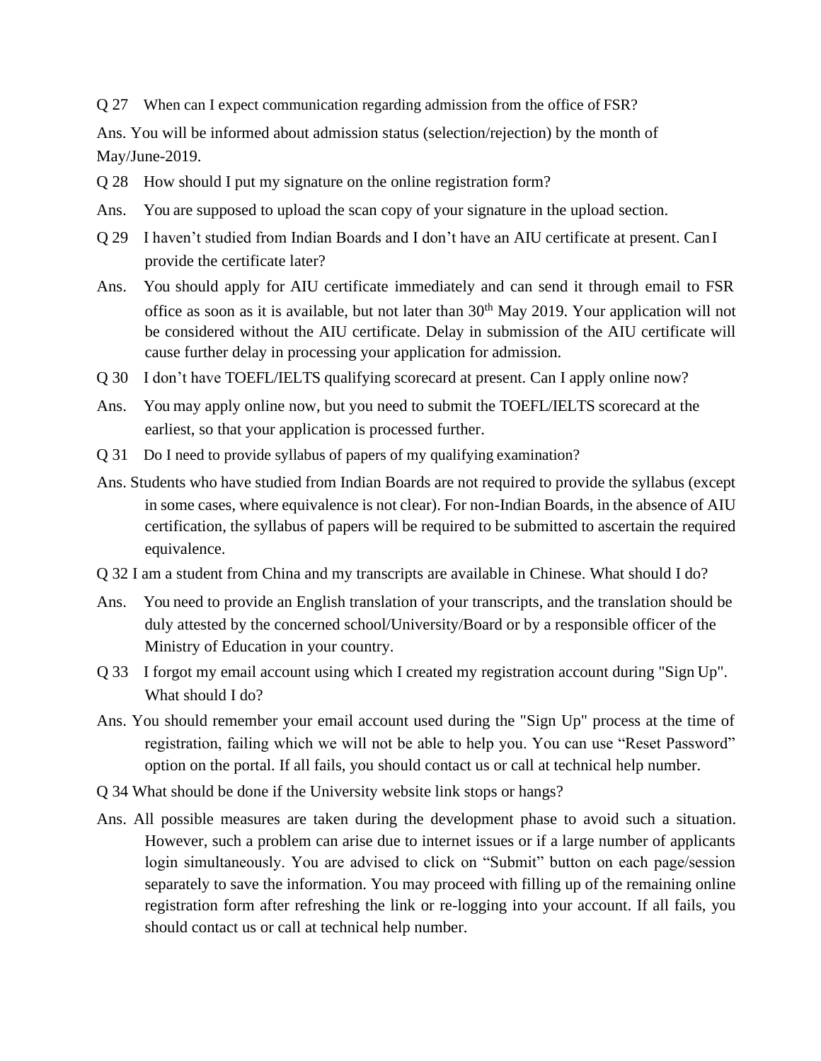Q 27 When can I expect communication regarding admission from the office of FSR?

Ans. You will be informed about admission status (selection/rejection) by the month of May/June-2019.

Q 28 How should I put my signature on the online registration form?

Ans. You are supposed to upload the scan copy of your signature in the upload section.

Q 29 I haven't studied from Indian Boards and I don't have an AIU certificate at present. Can I provide the certificate later?

Ans. You should apply for AIU certificate immediately and can send it through email to FSR office as soon as it is available, but not later than 30th May 2019. Your application will not be considered without the AIU certificate. Delay in submission of the AIU certificate will cause further delay in processing your application for admission.

Q 30 I don't have TOEFL/IELTS qualifying scorecard at present. Can I apply online now?

Ans. You may apply online now, but you need to submit the TOEFL/IELTS scorecard at the earliest, so that your application is processed further.

Q 31 Do I need to provide syllabus of papers of my qualifying examination?

Ans. Students who have studied from Indian Boards are not required to provide the syllabus (except in some cases, where equivalence is not clear). For non-Indian Boards, in the absence of AIU certification, the syllabus of papers will be required to be submitted to ascertain the required equivalence.

Q 32 I am a student from China and my transcripts are available in Chinese. What should I do?

Ans. You need to provide an English translation of your transcripts, and the translation should be duly attested by the concerned school/University/Board or by a responsible officer of the Ministry of Education in your country.

Q 33 I forgot my email account using which I created my registration account during "Sign Up". What should I do?

Ans. You should remember your email account used during the "Sign Up" process at the time of registration, failing which we will not be able to help you. You can use "Reset Password" option on the portal. If all fails, you should contact us or call at technical help number.

Q 34 What should be done if the University website link stops or hangs?

Ans. All possible measures are taken during the development phase to avoid such a situation. However, such a problem can arise due to internet issues or if a large number of applicants login simultaneously. You are advised to click on "Submit" button on each page/session separately to save the information. You may proceed with filling up of the remaining online registration form after refreshing the link or re-logging into your account. If all fails, you should contact us or call at technical help number.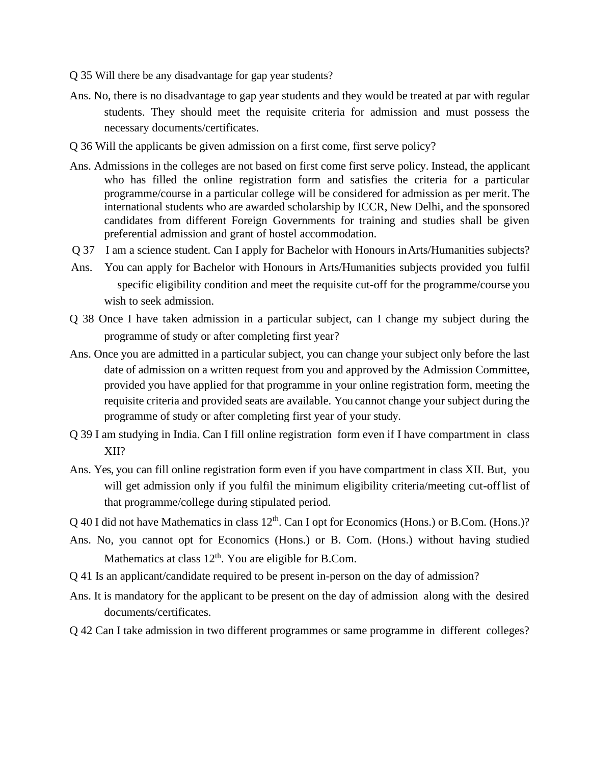Q 35 Will there be any disadvantage for gap year students?

Ans. No, there is no disadvantage to gap year students and they would be treated at par with regular students. They should meet the requisite criteria for admission and must possess the necessary documents/certificates.

Q 36 Will the applicants be given admission on a first come, first serve policy?

Ans. Admissions in the colleges are not based on first come first serve policy. Instead, the applicant who has filled the online registration form and satisfies the criteria for a particular programme/course in a particular college will be considered for admission as per merit. The international students who are awarded scholarship by ICCR, New Delhi, and the sponsored candidates from different Foreign Governments for training and studies shall be given preferential admission and grant of hostel accommodation.

Q 37 I am a science student. Can I apply for Bachelor with Honours in Arts/Humanities subjects?

Ans. You can apply for Bachelor with Honours in Arts/Humanities subjects provided you fulfil specific eligibility condition and meet the requisite cut-off for the programme/course you wish to seek admission.

Q 38 Once I have taken admission in a particular subject, can I change my subject during the programme of study or after completing first year?

Ans. Once you are admitted in a particular subject, you can change your subject only before the last date of admission on a written request from you and approved by the Admission Committee, provided you have applied for that programme in your online registration form, meeting the requisite criteria and provided seats are available. You cannot change your subject during the programme of study or after completing first year of your study.

Q 39 I am studying in India. Can I fill online registration form even if I have compartment in class XII?

Ans. Yes, you can fill online registration form even if you have compartment in class XII. But, you will get admission only if you fulfil the minimum eligibility criteria/meeting cut-off list of that programme/college during stipulated period.

Q 40 I did not have Mathematics in class 12th. Can I opt for Economics (Hons.) or B.Com. (Hons.)?

Ans. No, you cannot opt for Economics (Hons.) or B. Com. (Hons.) without having studied Mathematics at class 12th. You are eligible for B.Com.

Q 41 Is an applicant/candidate required to be present in-person on the day of admission?

Ans. It is mandatory for the applicant to be present on the day of admission along with the desired documents/certificates.

Q 42 Can I take admission in two different programmes or same programme in different colleges?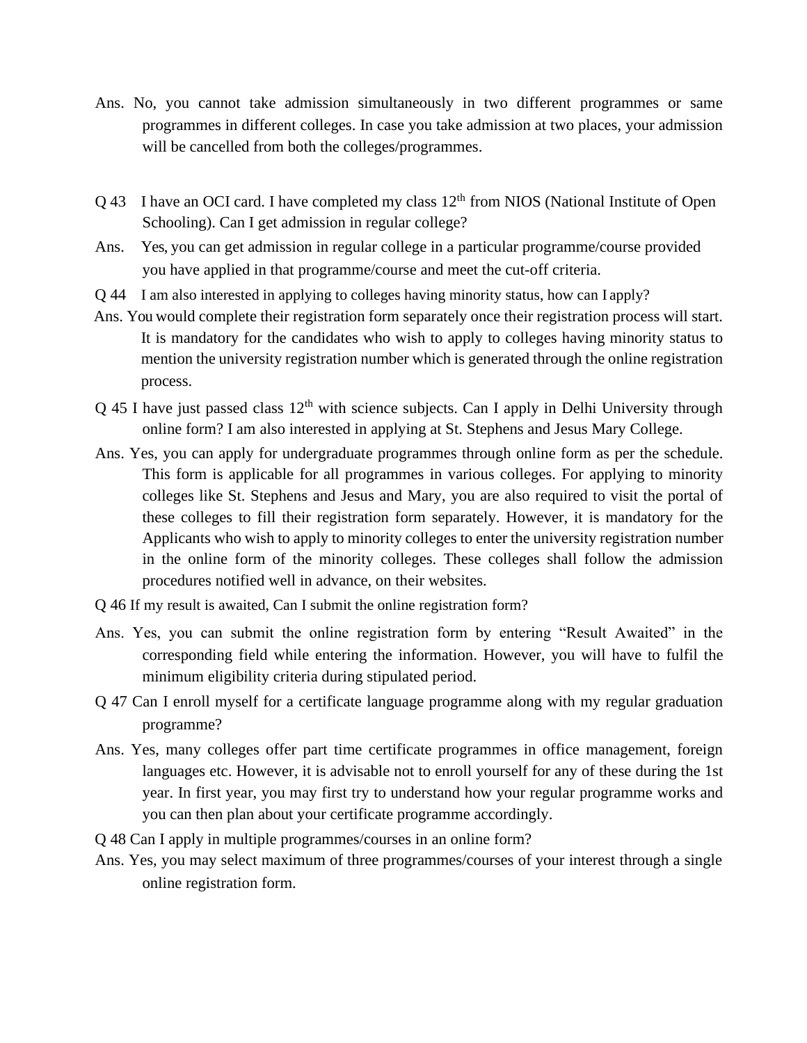Ans. No, you cannot take admission simultaneously in two different programmes or same programmes in different colleges. In case you take admission at two places, your admission will be cancelled from both the colleges/programmes.

Q 43 I have an OCI card. I have completed my class 12th from NIOS (National Institute of Open Schooling). Can I get admission in regular college?

Ans. Yes, you can get admission in regular college in a particular programme/course provided you have applied in that programme/course and meet the cut-off criteria.

Q 44 I am also interested in applying to colleges having minority status, how can I apply?

Ans. You would complete their registration form separately once their registration process will start. It is mandatory for the candidates who wish to apply to colleges having minority status to mention the university registration number which is generated through the online registration process.

Q 45 I have just passed class 12th with science subjects. Can I apply in Delhi University through online form? I am also interested in applying at St. Stephens and Jesus Mary College.

Ans. Yes, you can apply for undergraduate programmes through online form as per the schedule. This form is applicable for all programmes in various colleges. For applying to minority colleges like St. Stephens and Jesus and Mary, you are also required to visit the portal of these colleges to fill their registration form separately. However, it is mandatory for the Applicants who wish to apply to minority colleges to enter the university registration number in the online form of the minority colleges. These colleges shall follow the admission procedures notified well in advance, on their websites.

Q 46 If my result is awaited, Can I submit the online registration form?

Ans. Yes, you can submit the online registration form by entering "Result Awaited" in the corresponding field while entering the information. However, you will have to fulfil the minimum eligibility criteria during stipulated period.

Q 47 Can I enroll myself for a certificate language programme along with my regular graduation programme?

Ans. Yes, many colleges offer part time certificate programmes in office management, foreign languages etc. However, it is advisable not to enroll yourself for any of these during the 1st year. In first year, you may first try to understand how your regular programme works and you can then plan about your certificate programme accordingly.

Q 48 Can I apply in multiple programmes/courses in an online form?

Ans. Yes, you may select maximum of three programmes/courses of your interest through a single online registration form.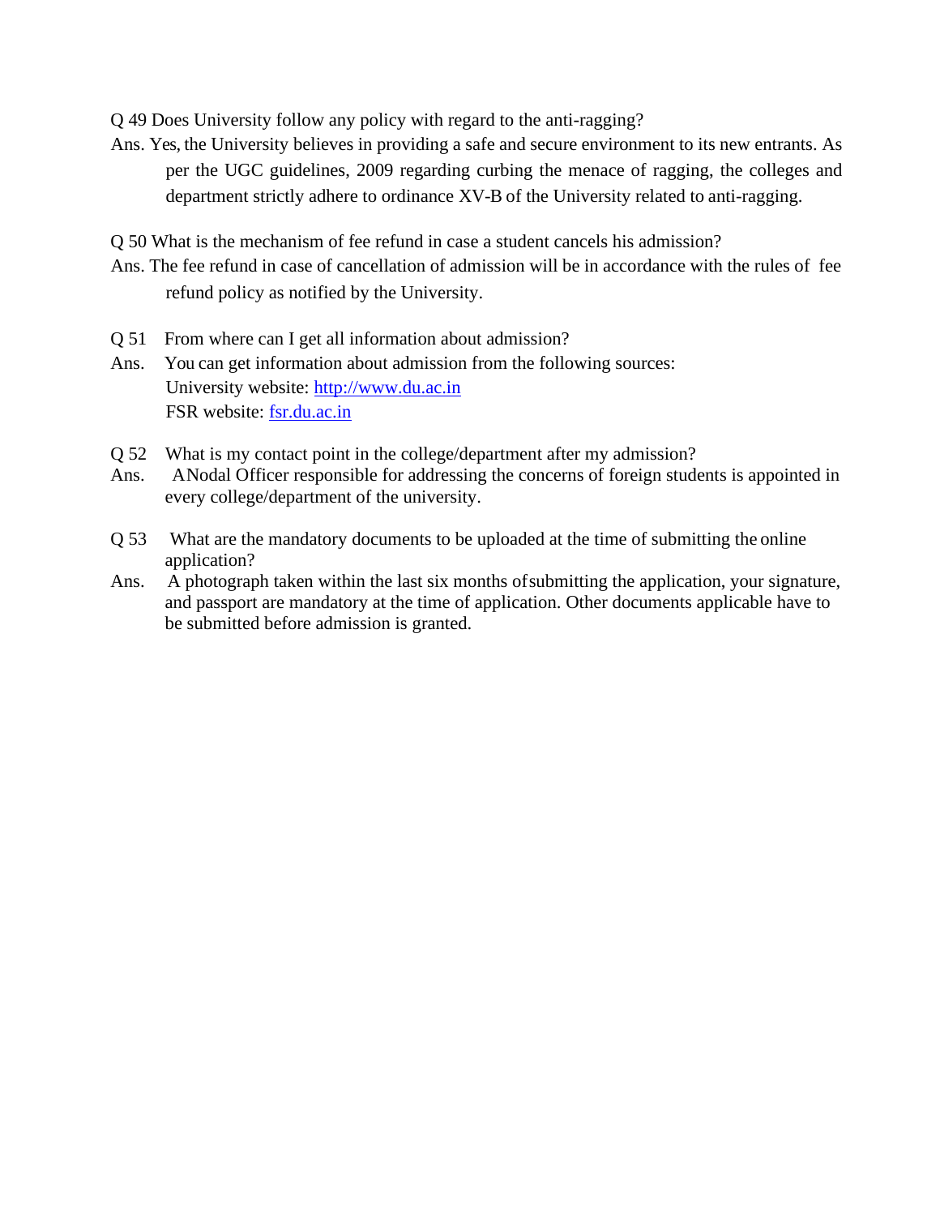Q 49 Does University follow any policy with regard to the anti-ragging?

Ans. Yes, the University believes in providing a safe and secure environment to its new entrants. As per the UGC guidelines, 2009 regarding curbing the menace of ragging, the colleges and department strictly adhere to ordinance XV-B of the University related to anti-ragging.

Q 50 What is the mechanism of fee refund in case a student cancels his admission?

Ans. The fee refund in case of cancellation of admission will be in accordance with the rules of fee refund policy as notified by the University.

Q 51 From where can I get all information about admission?

Ans. You can get information about admission from the following sources:
University website: http://www.du.ac.in
FSR website: fsr.du.ac.in

Q 52 What is my contact point in the college/department after my admission?

Ans. ANodal Officer responsible for addressing the concerns of foreign students is appointed in every college/department of the university.

Q 53 What are the mandatory documents to be uploaded at the time of submitting the online application?

Ans. A photograph taken within the last six months ofsubmitting the application, your signature, and passport are mandatory at the time of application. Other documents applicable have to be submitted before admission is granted.